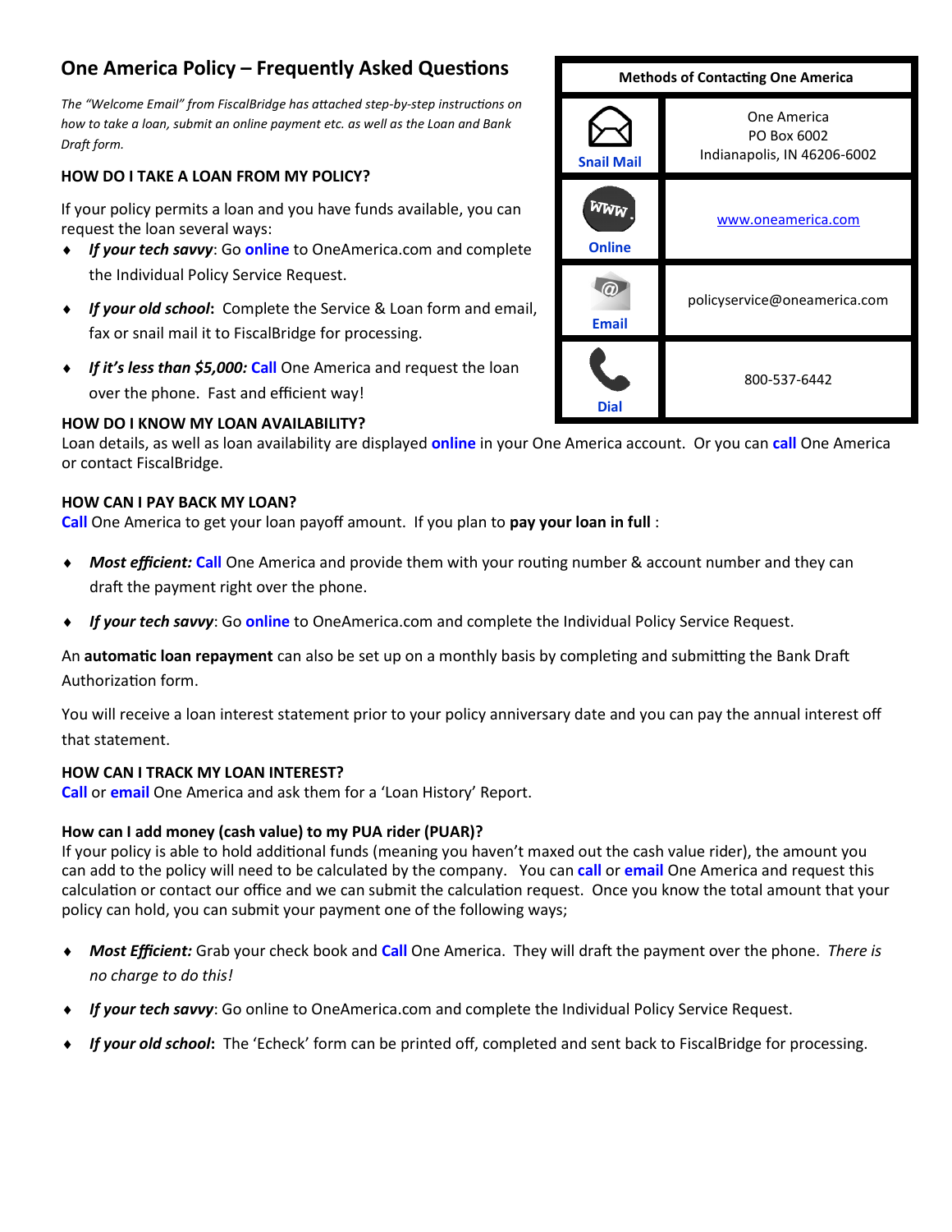# One America Policy – Frequently Asked Questions

*The "Welcome Email" from FiscalBridge has attached step-by-step instructions on how to take a loan, submit an online payment etc. as well as the Loan and Bank Draft form.*

| Methods of Contacting One America | |
|---|---|
| Snail Mail | One America<br>PO Box 6002<br>Indianapolis, IN 46206-6002 |
| Online | www.oneamerica.com |
| Email | policyservice@oneamerica.com |
| Dial | 800-537-6442 |

### HOW DO I TAKE A LOAN FROM MY POLICY?

If your policy permits a loan and you have funds available, you can request the loan several ways:

- ***If your tech savvy***: Go **online** to OneAmerica.com and complete the Individual Policy Service Request.
- ***If your old school*:** Complete the Service & Loan form and email, fax or snail mail it to FiscalBridge for processing.
- ***If it's less than $5,000:*** **Call** One America and request the loan over the phone. Fast and efficient way!

### HOW DO I KNOW MY LOAN AVAILABILITY?

Loan details, as well as loan availability are displayed **online** in your One America account. Or you can **call** One America or contact FiscalBridge.

### HOW CAN I PAY BACK MY LOAN?

**Call** One America to get your loan payoff amount. If you plan to **pay your loan in full** :

- ***Most efficient:*** **Call** One America and provide them with your routing number & account number and they can draft the payment right over the phone.
- ***If your tech savvy***: Go **online** to OneAmerica.com and complete the Individual Policy Service Request.

An **automatic loan repayment** can also be set up on a monthly basis by completing and submitting the Bank Draft Authorization form.

You will receive a loan interest statement prior to your policy anniversary date and you can pay the annual interest off that statement.

### HOW CAN I TRACK MY LOAN INTEREST?

**Call** or **email** One America and ask them for a 'Loan History' Report.

### How can I add money (cash value) to my PUA rider (PUAR)?

If your policy is able to hold additional funds (meaning you haven't maxed out the cash value rider), the amount you can add to the policy will need to be calculated by the company. You can **call** or **email** One America and request this calculation or contact our office and we can submit the calculation request. Once you know the total amount that your policy can hold, you can submit your payment one of the following ways;

- ***Most Efficient:*** Grab your check book and **Call** One America. They will draft the payment over the phone. *There is no charge to do this!*
- ***If your tech savvy***: Go online to OneAmerica.com and complete the Individual Policy Service Request.
- ***If your old school*:** The 'Echeck' form can be printed off, completed and sent back to FiscalBridge for processing.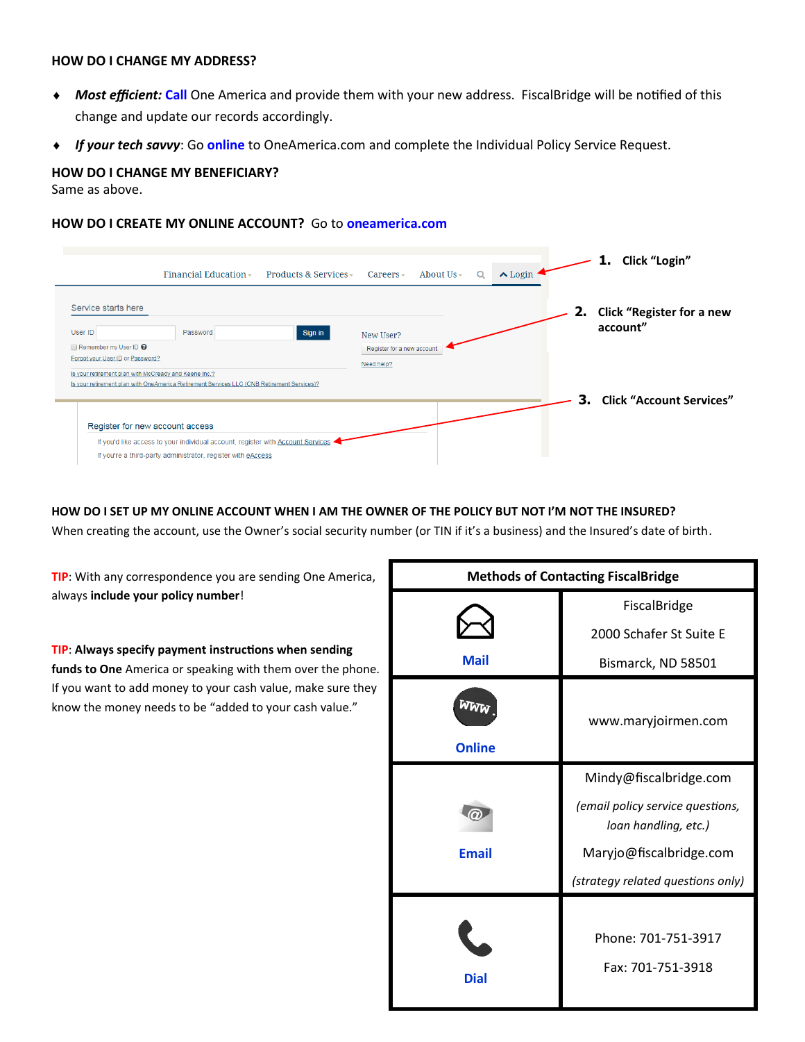**HOW DO I CHANGE MY ADDRESS?**

- ***Most efficient:*** **Call** One America and provide them with your new address. FiscalBridge will be notified of this change and update our records accordingly.
- ***If your tech savvy***: Go **online** to OneAmerica.com and complete the Individual Policy Service Request.

**HOW DO I CHANGE MY BENEFICIARY?**
Same as above.

**HOW DO I CREATE MY ONLINE ACCOUNT?** Go to **oneamerica.com**

1. Click "Login"
2. Click "Register for a new account"
3. Click "Account Services"

**HOW DO I SET UP MY ONLINE ACCOUNT WHEN I AM THE OWNER OF THE POLICY BUT NOT I'M NOT THE INSURED?**
When creating the account, use the Owner's social security number (or TIN if it's a business) and the Insured's date of birth.

TIP: With any correspondence you are sending One America, always **include your policy number**!

TIP: **Always specify payment instructions when sending funds to One** America or speaking with them over the phone. If you want to add money to your cash value, make sure they know the money needs to be "added to your cash value."

| Methods of Contacting FiscalBridge | |
|---|---|
| Mail | FiscalBridge<br>2000 Schafer St Suite E<br>Bismarck, ND 58501 |
| Online | www.maryjoirmen.com |
| Email | Mindy@fiscalbridge.com<br>*(email policy service questions, loan handling, etc.)*<br>Maryjo@fiscalbridge.com<br>*(strategy related questions only)* |
| Dial | Phone: 701-751-3917<br>Fax: 701-751-3918 |